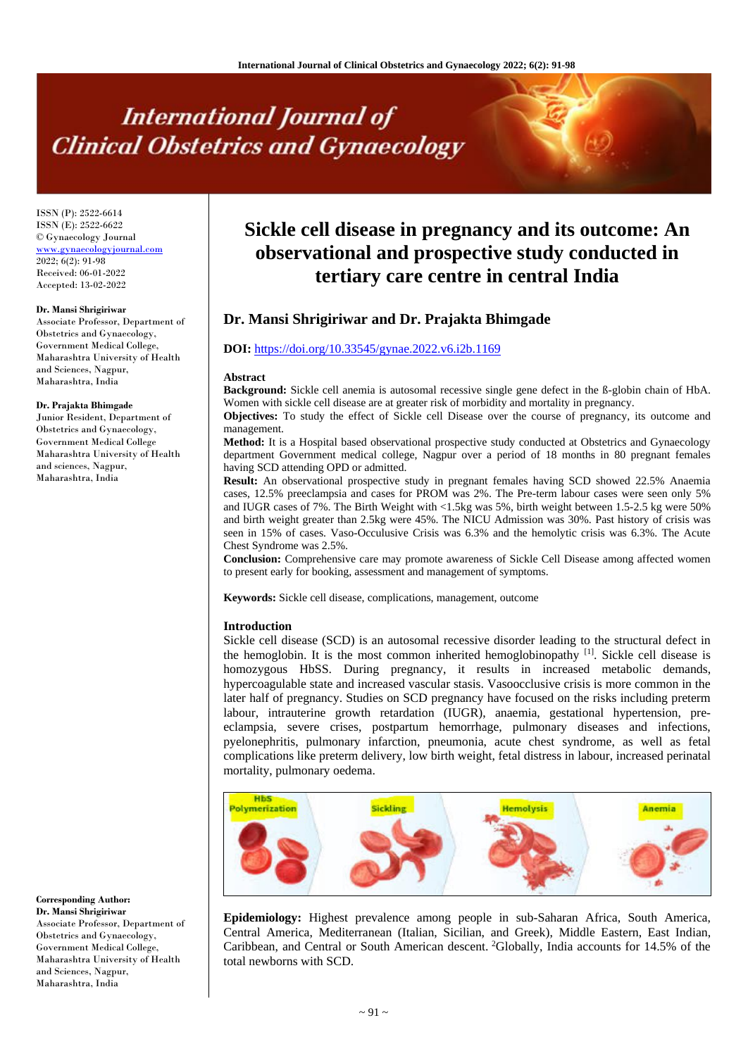# Sickle cell disease in pregnancy and its outcome: An observational and prospective study conducted in tertiary care centre in central India

## Dr. Mansi Shrigiriwar and Dr. Prajakta Bhimgade

**DOI:** https://doi.org/10.33545/gynae.2022.v6.i2b.1169

ISSN (P): 2522-6614
ISSN (E): 2522-6622
© Gynaecology Journal
www.gynaecologyjournal.com
2022; 6(2): 91-98
Received: 06-01-2022
Accepted: 13-02-2022

**Dr. Mansi Shrigiriwar**
Associate Professor, Department of Obstetrics and Gynaecology, Government Medical College, Maharashtra University of Health and Sciences, Nagpur, Maharashtra, India

**Dr. Prajakta Bhimgade**
Junior Resident, Department of Obstetrics and Gynaecology, Government Medical College Maharashtra University of Health and sciences, Nagpur, Maharashtra, India

**Corresponding Author:**
**Dr. Mansi Shrigiriwar**
Associate Professor, Department of Obstetrics and Gynaecology, Government Medical College, Maharashtra University of Health and Sciences, Nagpur, Maharashtra, India

### Abstract

**Background:** Sickle cell anemia is autosomal recessive single gene defect in the ß-globin chain of HbA. Women with sickle cell disease are at greater risk of morbidity and mortality in pregnancy.

**Objectives:** To study the effect of Sickle cell Disease over the course of pregnancy, its outcome and management.

**Method:** It is a Hospital based observational prospective study conducted at Obstetrics and Gynaecology department Government medical college, Nagpur over a period of 18 months in 80 pregnant females having SCD attending OPD or admitted.

**Result:** An observational prospective study in pregnant females having SCD showed 22.5% Anaemia cases, 12.5% preeclampsia and cases for PROM was 2%. The Pre-term labour cases were seen only 5% and IUGR cases of 7%. The Birth Weight with <1.5kg was 5%, birth weight between 1.5-2.5 kg were 50% and birth weight greater than 2.5kg were 45%. The NICU Admission was 30%. Past history of crisis was seen in 15% of cases. Vaso-Occulusive Crisis was 6.3% and the hemolytic crisis was 6.3%. The Acute Chest Syndrome was 2.5%.

**Conclusion:** Comprehensive care may promote awareness of Sickle Cell Disease among affected women to present early for booking, assessment and management of symptoms.

**Keywords:** Sickle cell disease, complications, management, outcome

### Introduction

Sickle cell disease (SCD) is an autosomal recessive disorder leading to the structural defect in the hemoglobin. It is the most common inherited hemoglobinopathy [1]. Sickle cell disease is homozygous HbSS. During pregnancy, it results in increased metabolic demands, hypercoagulable state and increased vascular stasis. Vasoocclusive crisis is more common in the later half of pregnancy. Studies on SCD pregnancy have focused on the risks including preterm labour, intrauterine growth retardation (IUGR), anaemia, gestational hypertension, pre-eclampsia, severe crises, postpartum hemorrhage, pulmonary diseases and infections, pyelonephritis, pulmonary infarction, pneumonia, acute chest syndrome, as well as fetal complications like preterm delivery, low birth weight, fetal distress in labour, increased perinatal mortality, pulmonary oedema.

HbS Polymerization | Sickling | Hemolysis | Anemia

**Epidemiology:** Highest prevalence among people in sub-Saharan Africa, South America, Central America, Mediterranean (Italian, Sicilian, and Greek), Middle Eastern, East Indian, Caribbean, and Central or South American descent. [2]Globally, India accounts for 14.5% of the total newborns with SCD.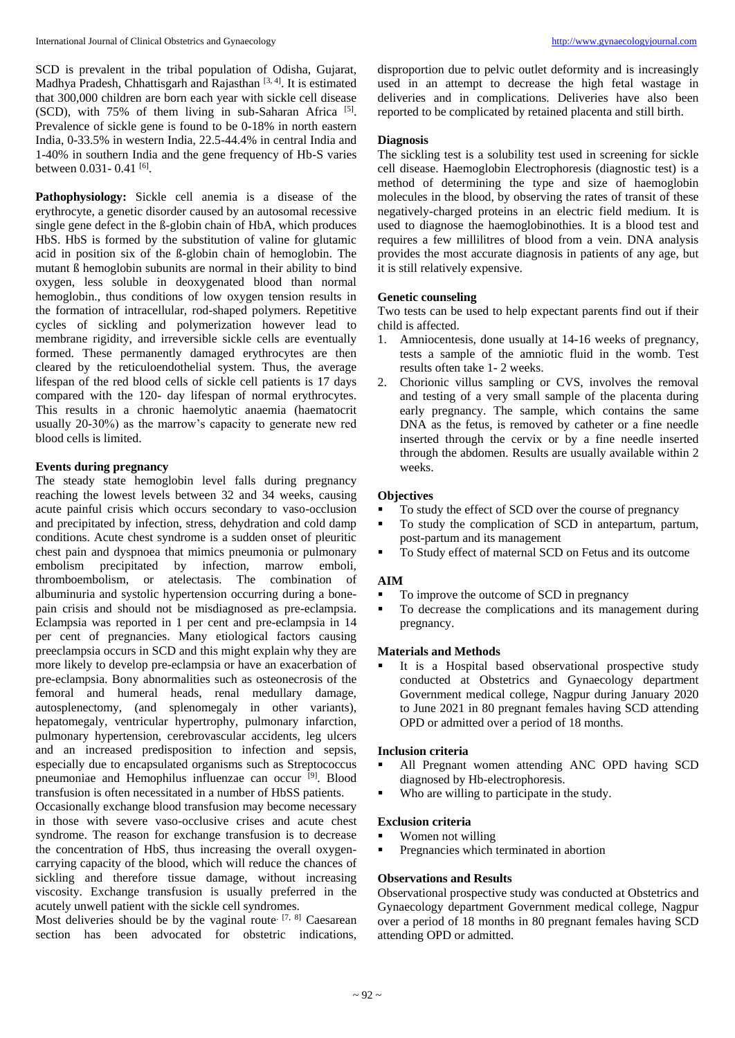SCD is prevalent in the tribal population of Odisha, Gujarat, Madhya Pradesh, Chhattisgarh and Rajasthan [3, 4]. It is estimated that 300,000 children are born each year with sickle cell disease (SCD), with 75% of them living in sub-Saharan Africa [5]. Prevalence of sickle gene is found to be 0-18% in north eastern India, 0-33.5% in western India, 22.5-44.4% in central India and 1-40% in southern India and the gene frequency of Hb-S varies between 0.031- 0.41 [6].

**Pathophysiology:** Sickle cell anemia is a disease of the erythrocyte, a genetic disorder caused by an autosomal recessive single gene defect in the ß-globin chain of HbA, which produces HbS. HbS is formed by the substitution of valine for glutamic acid in position six of the ß-globin chain of hemoglobin. The mutant ß hemoglobin subunits are normal in their ability to bind oxygen, less soluble in deoxygenated blood than normal hemoglobin., thus conditions of low oxygen tension results in the formation of intracellular, rod-shaped polymers. Repetitive cycles of sickling and polymerization however lead to membrane rigidity, and irreversible sickle cells are eventually formed. These permanently damaged erythrocytes are then cleared by the reticuloendothelial system. Thus, the average lifespan of the red blood cells of sickle cell patients is 17 days compared with the 120- day lifespan of normal erythrocytes. This results in a chronic haemolytic anaemia (haematocrit usually 20-30%) as the marrow's capacity to generate new red blood cells is limited.

**Events during pregnancy**

The steady state hemoglobin level falls during pregnancy reaching the lowest levels between 32 and 34 weeks, causing acute painful crisis which occurs secondary to vaso-occlusion and precipitated by infection, stress, dehydration and cold damp conditions. Acute chest syndrome is a sudden onset of pleuritic chest pain and dyspnoea that mimics pneumonia or pulmonary embolism precipitated by infection, marrow emboli, thromboembolism, or atelectasis. The combination of albuminuria and systolic hypertension occurring during a bone-pain crisis and should not be misdiagnosed as pre-eclampsia. Eclampsia was reported in 1 per cent and pre-eclampsia in 14 per cent of pregnancies. Many etiological factors causing preeclampsia occurs in SCD and this might explain why they are more likely to develop pre-eclampsia or have an exacerbation of pre-eclampsia. Bony abnormalities such as osteonecrosis of the femoral and humeral heads, renal medullary damage, autosplenectomy, (and splenomegaly in other variants), hepatomegaly, ventricular hypertrophy, pulmonary infarction, pulmonary hypertension, cerebrovascular accidents, leg ulcers and an increased predisposition to infection and sepsis, especially due to encapsulated organisms such as Streptococcus pneumoniae and Hemophilus influenzae can occur [9]. Blood transfusion is often necessitated in a number of HbSS patients.

Occasionally exchange blood transfusion may become necessary in those with severe vaso-occlusive crises and acute chest syndrome. The reason for exchange transfusion is to decrease the concentration of HbS, thus increasing the overall oxygen-carrying capacity of the blood, which will reduce the chances of sickling and therefore tissue damage, without increasing viscosity. Exchange transfusion is usually preferred in the acutely unwell patient with the sickle cell syndromes.

Most deliveries should be by the vaginal route. [7, 8] Caesarean section has been advocated for obstetric indications, disproportion due to pelvic outlet deformity and is increasingly used in an attempt to decrease the high fetal wastage in deliveries and in complications. Deliveries have also been reported to be complicated by retained placenta and still birth.

**Diagnosis**

The sickling test is a solubility test used in screening for sickle cell disease. Haemoglobin Electrophoresis (diagnostic test) is a method of determining the type and size of haemoglobin molecules in the blood, by observing the rates of transit of these negatively-charged proteins in an electric field medium. It is used to diagnose the haemoglobinothies. It is a blood test and requires a few millilitres of blood from a vein. DNA analysis provides the most accurate diagnosis in patients of any age, but it is still relatively expensive.

**Genetic counseling**

Two tests can be used to help expectant parents find out if their child is affected.

1. Amniocentesis, done usually at 14-16 weeks of pregnancy, tests a sample of the amniotic fluid in the womb. Test results often take 1- 2 weeks.
2. Chorionic villus sampling or CVS, involves the removal and testing of a very small sample of the placenta during early pregnancy. The sample, which contains the same DNA as the fetus, is removed by catheter or a fine needle inserted through the cervix or by a fine needle inserted through the abdomen. Results are usually available within 2 weeks.

**Objectives**

- To study the effect of SCD over the course of pregnancy
- To study the complication of SCD in antepartum, partum, post-partum and its management
- To Study effect of maternal SCD on Fetus and its outcome

**AIM**

- To improve the outcome of SCD in pregnancy
- To decrease the complications and its management during pregnancy.

**Materials and Methods**

- It is a Hospital based observational prospective study conducted at Obstetrics and Gynaecology department Government medical college, Nagpur during January 2020 to June 2021 in 80 pregnant females having SCD attending OPD or admitted over a period of 18 months.

**Inclusion criteria**

- All Pregnant women attending ANC OPD having SCD diagnosed by Hb-electrophoresis.
- Who are willing to participate in the study.

**Exclusion criteria**

- Women not willing
- Pregnancies which terminated in abortion

**Observations and Results**

Observational prospective study was conducted at Obstetrics and Gynaecology department Government medical college, Nagpur over a period of 18 months in 80 pregnant females having SCD attending OPD or admitted.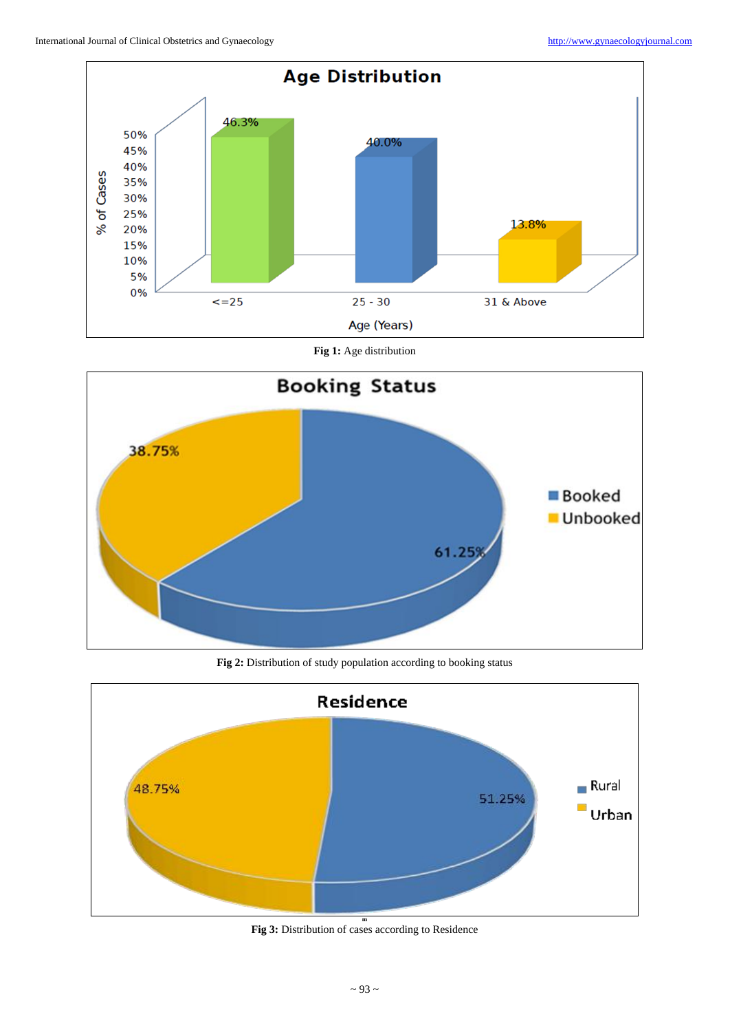Fig 1: Age distribution

Fig 2: Distribution of study population according to booking status

Fig 3: Distribution of cases according to Residence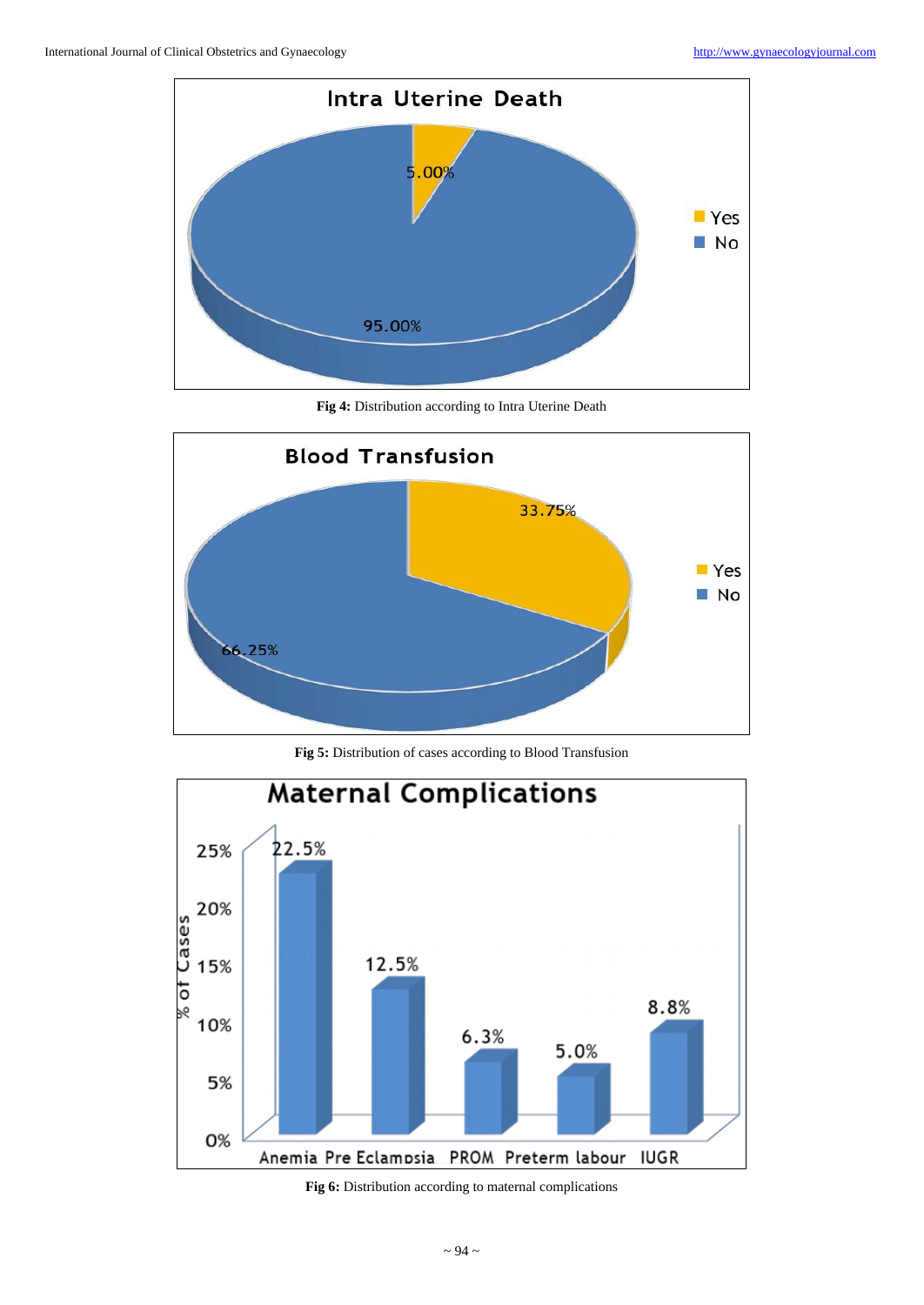**Intra Uterine Death**

| | % |
|---|---|
| Yes | 5.00% |
| No | 95.00% |

**Fig 4:** Distribution according to Intra Uterine Death

**Blood Transfusion**

| | % |
|---|---|
| Yes | 33.75% |
| No | 66.25% |

**Fig 5:** Distribution of cases according to Blood Transfusion

**Maternal Complications**

| Complication | % of Cases |
|---|---|
| Anemia | 22.5% |
| Pre Eclampsia | 12.5% |
| PROM | 6.3% |
| Preterm labour | 5.0% |
| IUGR | 8.8% |

**Fig 6:** Distribution according to maternal complications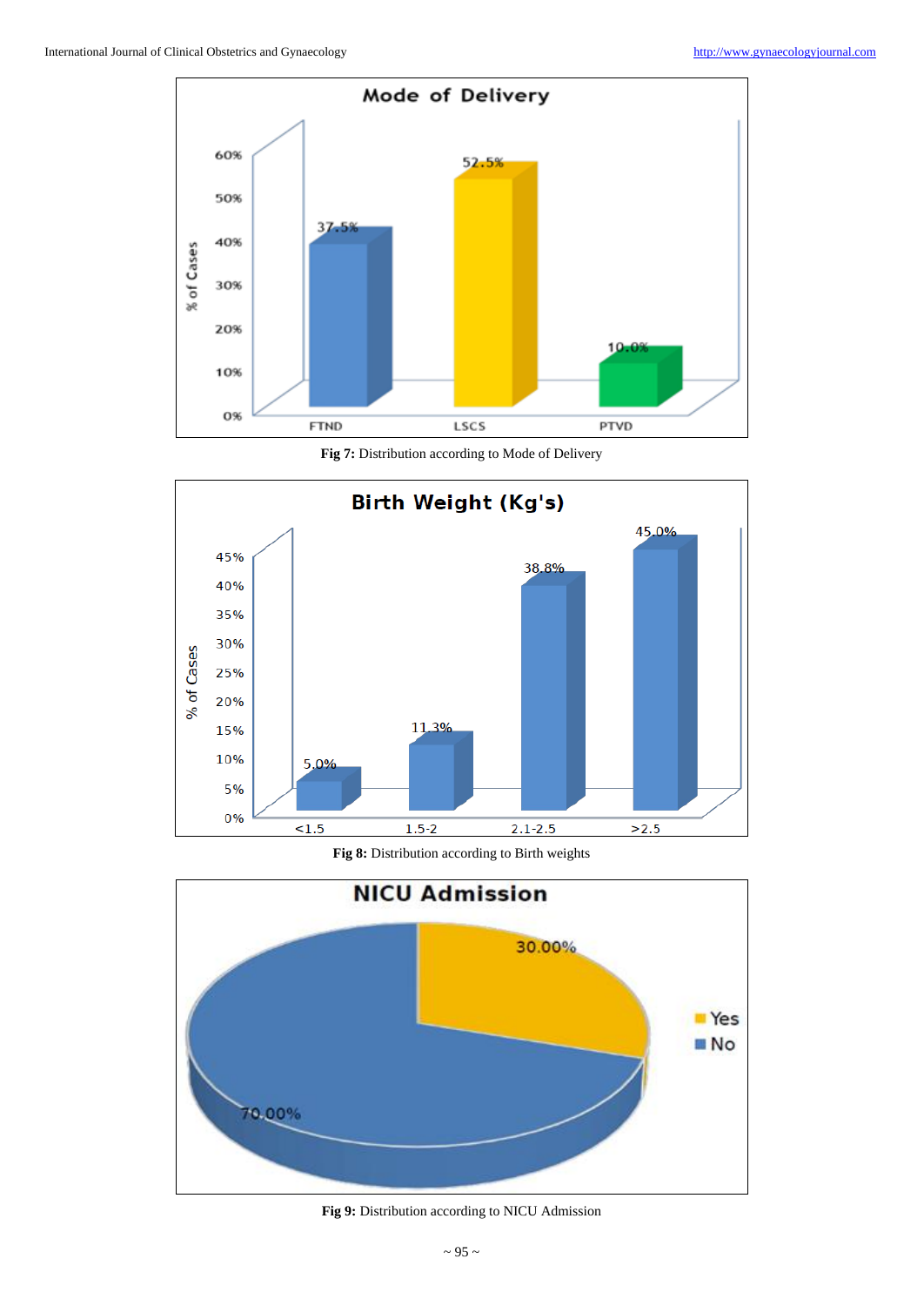Fig 7: Distribution according to Mode of Delivery

Fig 8: Distribution according to Birth weights

Fig 9: Distribution according to NICU Admission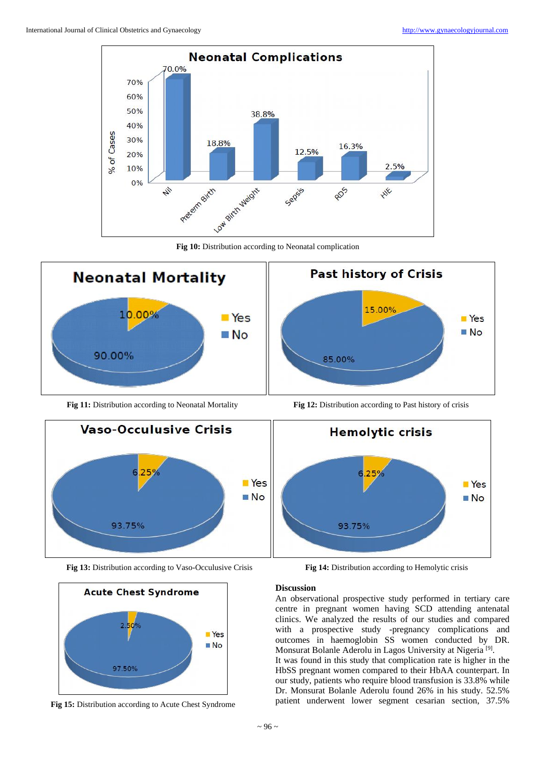Fig 10: Distribution according to Neonatal complication

Fig 11: Distribution according to Neonatal Mortality

Fig 12: Distribution according to Past history of crisis

Fig 13: Distribution according to Vaso-Occulusive Crisis

Fig 14: Distribution according to Hemolytic crisis

Fig 15: Distribution according to Acute Chest Syndrome

**Discussion**

An observational prospective study performed in tertiary care centre in pregnant women having SCD attending antenatal clinics. We analyzed the results of our studies and compared with a prospective study -pregnancy complications and outcomes in haemoglobin SS women conducted by DR. Monsurat Bolanle Aderolu in Lagos University at Nigeria [9].

It was found in this study that complication rate is higher in the HbSS pregnant women compared to their HbAA counterpart. In our study, patients who require blood transfusion is 33.8% while Dr. Monsurat Bolanle Aderolu found 26% in his study. 52.5% patient underwent lower segment cesarian section, 37.5%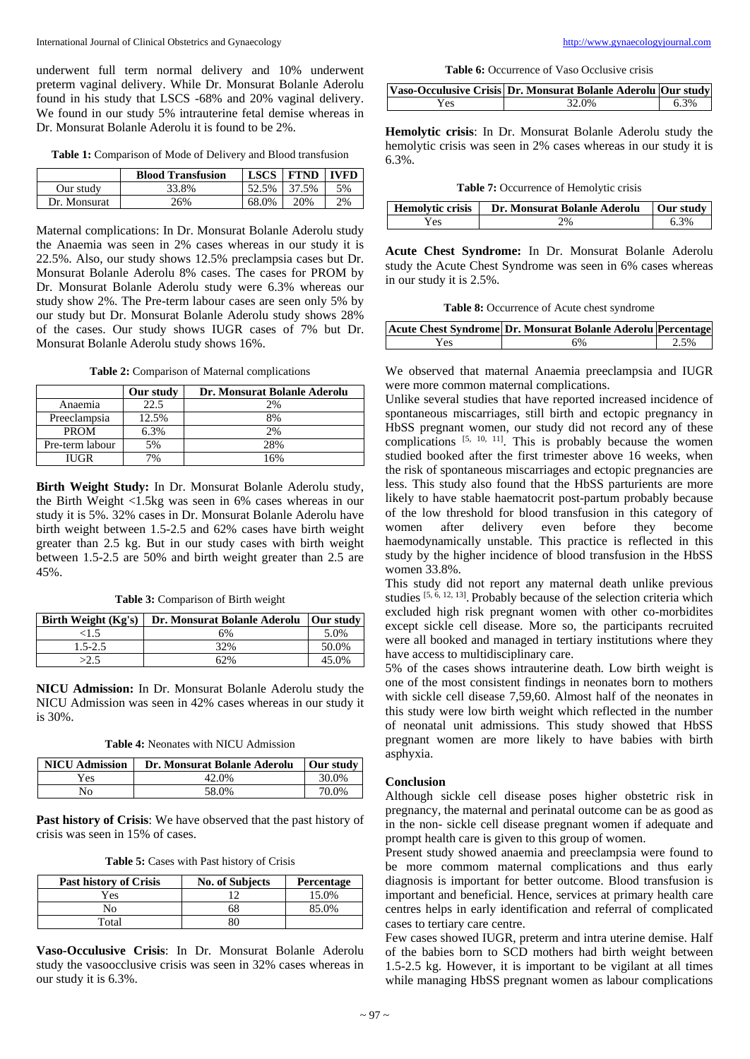underwent full term normal delivery and 10% underwent preterm vaginal delivery. While Dr. Monsurat Bolanle Aderolu found in his study that LSCS -68% and 20% vaginal delivery. We found in our study 5% intrauterine fetal demise whereas in Dr. Monsurat Bolanle Aderolu it is found to be 2%.

**Table 1:** Comparison of Mode of Delivery and Blood transfusion

| | Blood Transfusion | LSCS | FTND | IVFD |
|---|---|---|---|---|
| Our study | 33.8% | 52.5% | 37.5% | 5% |
| Dr. Monsurat | 26% | 68.0% | 20% | 2% |

Maternal complications: In Dr. Monsurat Bolanle Aderolu study the Anaemia was seen in 2% cases whereas in our study it is 22.5%. Also, our study shows 12.5% preclampsia cases but Dr. Monsurat Bolanle Aderolu 8% cases. The cases for PROM by Dr. Monsurat Bolanle Aderolu study were 6.3% whereas our study show 2%. The Pre-term labour cases are seen only 5% by our study but Dr. Monsurat Bolanle Aderolu study shows 28% of the cases. Our study shows IUGR cases of 7% but Dr. Monsurat Bolanle Aderolu study shows 16%.

**Table 2:** Comparison of Maternal complications

| | Our study | Dr. Monsurat Bolanle Aderolu |
|---|---|---|
| Anaemia | 22.5 | 2% |
| Preeclampsia | 12.5% | 8% |
| PROM | 6.3% | 2% |
| Pre-term labour | 5% | 28% |
| IUGR | 7% | 16% |

**Birth Weight Study:** In Dr. Monsurat Bolanle Aderolu study, the Birth Weight <1.5kg was seen in 6% cases whereas in our study it is 5%. 32% cases in Dr. Monsurat Bolanle Aderolu have birth weight between 1.5-2.5 and 62% cases have birth weight greater than 2.5 kg. But in our study cases with birth weight between 1.5-2.5 are 50% and birth weight greater than 2.5 are 45%.

**Table 3:** Comparison of Birth weight

| Birth Weight (Kg's) | Dr. Monsurat Bolanle Aderolu | Our study |
|---|---|---|
| <1.5 | 6% | 5.0% |
| 1.5-2.5 | 32% | 50.0% |
| >2.5 | 62% | 45.0% |

**NICU Admission:** In Dr. Monsurat Bolanle Aderolu study the NICU Admission was seen in 42% cases whereas in our study it is 30%.

**Table 4:** Neonates with NICU Admission

| NICU Admission | Dr. Monsurat Bolanle Aderolu | Our study |
|---|---|---|
| Yes | 42.0% | 30.0% |
| No | 58.0% | 70.0% |

**Past history of Crisis**: We have observed that the past history of crisis was seen in 15% of cases.

**Table 5:** Cases with Past history of Crisis

| Past history of Crisis | No. of Subjects | Percentage |
|---|---|---|
| Yes | 12 | 15.0% |
| No | 68 | 85.0% |
| Total | 80 | |

**Vaso-Occulusive Crisis**: In Dr. Monsurat Bolanle Aderolu study the vasoocclusive crisis was seen in 32% cases whereas in our study it is 6.3%.

**Table 6:** Occurrence of Vaso Occlusive crisis

| Vaso-Occulusive Crisis | Dr. Monsurat Bolanle Aderolu | Our study |
|---|---|---|
| Yes | 32.0% | 6.3% |

**Hemolytic crisis**: In Dr. Monsurat Bolanle Aderolu study the hemolytic crisis was seen in 2% cases whereas in our study it is 6.3%.

**Table 7:** Occurrence of Hemolytic crisis

| Hemolytic crisis | Dr. Monsurat Bolanle Aderolu | Our study |
|---|---|---|
| Yes | 2% | 6.3% |

**Acute Chest Syndrome:** In Dr. Monsurat Bolanle Aderolu study the Acute Chest Syndrome was seen in 6% cases whereas in our study it is 2.5%.

**Table 8:** Occurrence of Acute chest syndrome

| Acute Chest Syndrome | Dr. Monsurat Bolanle Aderolu | Percentage |
|---|---|---|
| Yes | 6% | 2.5% |

We observed that maternal Anaemia preeclampsia and IUGR were more common maternal complications.

Unlike several studies that have reported increased incidence of spontaneous miscarriages, still birth and ectopic pregnancy in HbSS pregnant women, our study did not record any of these complications [5, 10, 11]. This is probably because the women studied booked after the first trimester above 16 weeks, when the risk of spontaneous miscarriages and ectopic pregnancies are less. This study also found that the HbSS parturients are more likely to have stable haematocrit post-partum probably because of the low threshold for blood transfusion in this category of women after delivery even before they become haemodynamically unstable. This practice is reflected in this study by the higher incidence of blood transfusion in the HbSS women 33.8%.

This study did not report any maternal death unlike previous studies [5, 6, 12, 13]. Probably because of the selection criteria which excluded high risk pregnant women with other co-morbidites except sickle cell disease. More so, the participants recruited were all booked and managed in tertiary institutions where they have access to multidisciplinary care.

5% of the cases shows intrauterine death. Low birth weight is one of the most consistent findings in neonates born to mothers with sickle cell disease 7,59,60. Almost half of the neonates in this study were low birth weight which reflected in the number of neonatal unit admissions. This study showed that HbSS pregnant women are more likely to have babies with birth asphyxia.

## Conclusion

Although sickle cell disease poses higher obstetric risk in pregnancy, the maternal and perinatal outcome can be as good as in the non- sickle cell disease pregnant women if adequate and prompt health care is given to this group of women.

Present study showed anaemia and preeclampsia were found to be more commom maternal complications and thus early diagnosis is important for better outcome. Blood transfusion is important and beneficial. Hence, services at primary health care centres helps in early identification and referral of complicated cases to tertiary care centre.

Few cases showed IUGR, preterm and intra uterine demise. Half of the babies born to SCD mothers had birth weight between 1.5-2.5 kg. However, it is important to be vigilant at all times while managing HbSS pregnant women as labour complications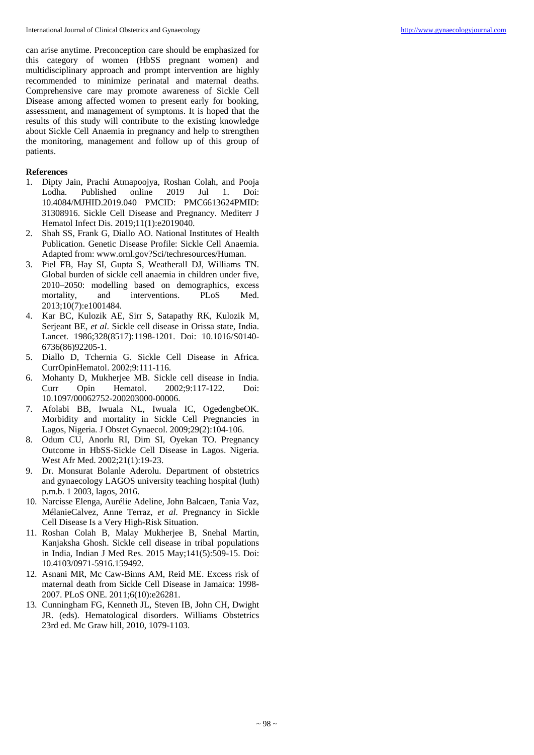can arise anytime. Preconception care should be emphasized for this category of women (HbSS pregnant women) and multidisciplinary approach and prompt intervention are highly recommended to minimize perinatal and maternal deaths. Comprehensive care may promote awareness of Sickle Cell Disease among affected women to present early for booking, assessment, and management of symptoms. It is hoped that the results of this study will contribute to the existing knowledge about Sickle Cell Anaemia in pregnancy and help to strengthen the monitoring, management and follow up of this group of patients.

**References**

1. Dipty Jain, Prachi Atmapoojya, Roshan Colah, and Pooja Lodha. Published online 2019 Jul 1. Doi: 10.4084/MJHID.2019.040 PMCID: PMC6613624PMID: 31308916. Sickle Cell Disease and Pregnancy. Mediterr J Hematol Infect Dis. 2019;11(1):e2019040.
2. Shah SS, Frank G, Diallo AO. National Institutes of Health Publication. Genetic Disease Profile: Sickle Cell Anaemia. Adapted from: www.ornl.gov?Sci/techresources/Human.
3. Piel FB, Hay SI, Gupta S, Weatherall DJ, Williams TN. Global burden of sickle cell anaemia in children under five, 2010–2050: modelling based on demographics, excess mortality, and interventions. PLoS Med. 2013;10(7):e1001484.
4. Kar BC, Kulozik AE, Sirr S, Satapathy RK, Kulozik M, Serjeant BE, *et al*. Sickle cell disease in Orissa state, India. Lancet. 1986;328(8517):1198-1201. Doi: 10.1016/S0140-6736(86)92205-1.
5. Diallo D, Tchernia G. Sickle Cell Disease in Africa. CurrOpinHematol. 2002;9:111-116.
6. Mohanty D, Mukherjee MB. Sickle cell disease in India. Curr Opin Hematol. 2002;9:117-122. Doi: 10.1097/00062752-200203000-00006.
7. Afolabi BB, Iwuala NL, Iwuala IC, OgedengbeOK. Morbidity and mortality in Sickle Cell Pregnancies in Lagos, Nigeria. J Obstet Gynaecol. 2009;29(2):104-106.
8. Odum CU, Anorlu RI, Dim SI, Oyekan TO. Pregnancy Outcome in HbSS-Sickle Cell Disease in Lagos. Nigeria. West Afr Med. 2002;21(1):19-23.
9. Dr. Monsurat Bolanle Aderolu. Department of obstetrics and gynaecology LAGOS university teaching hospital (luth) p.m.b. 1 2003, lagos, 2016.
10. Narcisse Elenga, Aurélie Adeline, John Balcaen, Tania Vaz, MélanieCalvez, Anne Terraz, *et al*. Pregnancy in Sickle Cell Disease Is a Very High-Risk Situation.
11. Roshan Colah B, Malay Mukherjee B, Snehal Martin, Kanjaksha Ghosh. Sickle cell disease in tribal populations in India, Indian J Med Res. 2015 May;141(5):509-15. Doi: 10.4103/0971-5916.159492.
12. Asnani MR, Mc Caw-Binns AM, Reid ME. Excess risk of maternal death from Sickle Cell Disease in Jamaica: 1998-2007. PLoS ONE. 2011;6(10):e26281.
13. Cunningham FG, Kenneth JL, Steven IB, John CH, Dwight JR. (eds). Hematological disorders. Williams Obstetrics 23rd ed. Mc Graw hill, 2010, 1079-1103.